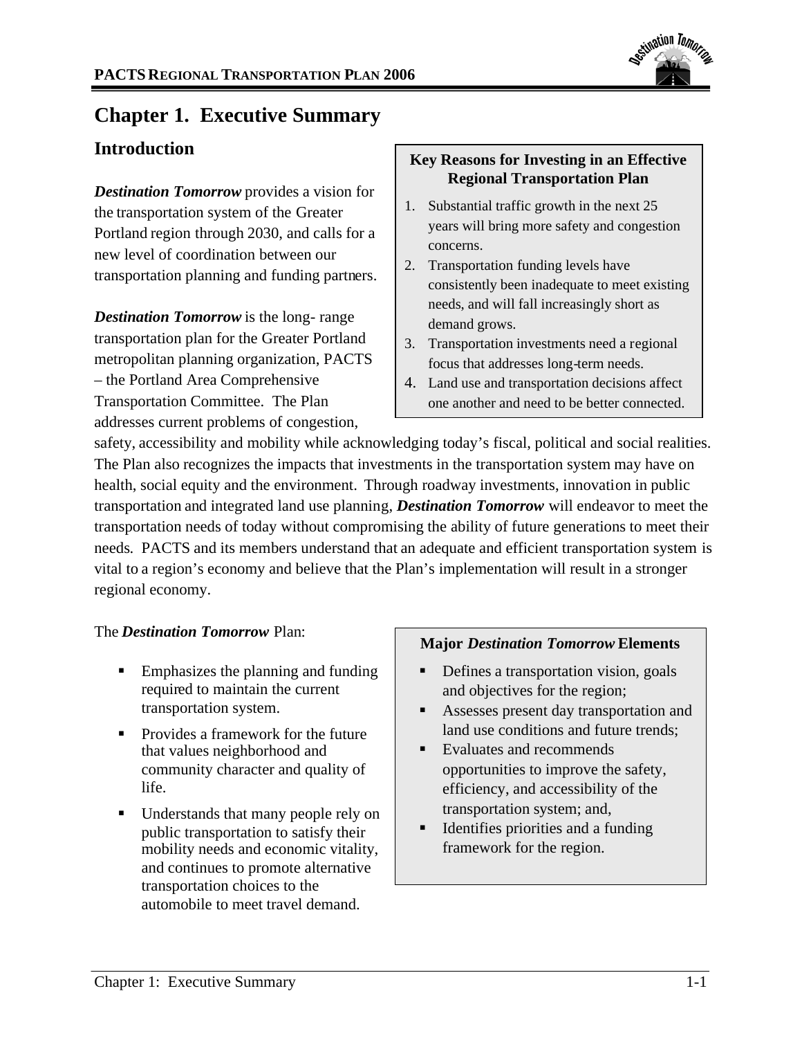# Chapter 1. Executive Summary

## Introduction

***Destination Tomorrow*** provides a vision for the transportation system of the Greater Portland region through 2030, and calls for a new level of coordination between our transportation planning and funding partners.

***Destination Tomorrow*** is the long- range transportation plan for the Greater Portland metropolitan planning organization, PACTS – the Portland Area Comprehensive Transportation Committee. The Plan addresses current problems of congestion, safety, accessibility and mobility while acknowledging today's fiscal, political and social realities. The Plan also recognizes the impacts that investments in the transportation system may have on health, social equity and the environment. Through roadway investments, innovation in public transportation and integrated land use planning, ***Destination Tomorrow*** will endeavor to meet the transportation needs of today without compromising the ability of future generations to meet their needs. PACTS and its members understand that an adequate and efficient transportation system is vital to a region's economy and believe that the Plan's implementation will result in a stronger regional economy.

**Key Reasons for Investing in an Effective Regional Transportation Plan**

1. Substantial traffic growth in the next 25 years will bring more safety and congestion concerns.
2. Transportation funding levels have consistently been inadequate to meet existing needs, and will fall increasingly short as demand grows.
3. Transportation investments need a regional focus that addresses long-term needs.
4. Land use and transportation decisions affect one another and need to be better connected.

The ***Destination Tomorrow*** Plan:

- Emphasizes the planning and funding required to maintain the current transportation system.
- Provides a framework for the future that values neighborhood and community character and quality of life.
- Understands that many people rely on public transportation to satisfy their mobility needs and economic vitality, and continues to promote alternative transportation choices to the automobile to meet travel demand.

**Major *Destination Tomorrow* Elements**

- Defines a transportation vision, goals and objectives for the region;
- Assesses present day transportation and land use conditions and future trends;
- Evaluates and recommends opportunities to improve the safety, efficiency, and accessibility of the transportation system; and,
- Identifies priorities and a funding framework for the region.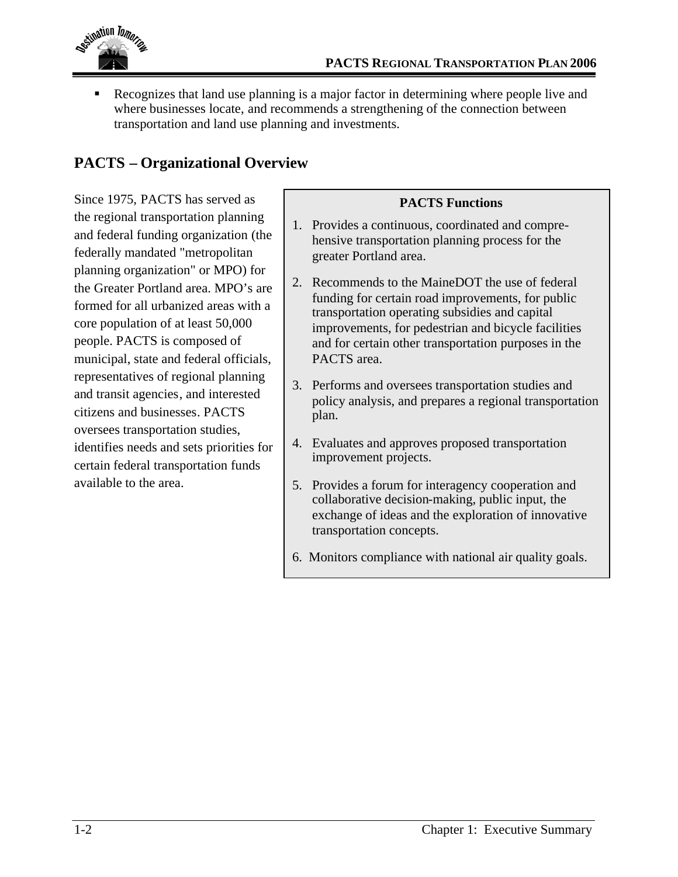- Recognizes that land use planning is a major factor in determining where people live and where businesses locate, and recommends a strengthening of the connection between transportation and land use planning and investments.

## PACTS – Organizational Overview

Since 1975, PACTS has served as the regional transportation planning and federal funding organization (the federally mandated "metropolitan planning organization" or MPO) for the Greater Portland area. MPO's are formed for all urbanized areas with a core population of at least 50,000 people. PACTS is composed of municipal, state and federal officials, representatives of regional planning and transit agencies, and interested citizens and businesses. PACTS oversees transportation studies, identifies needs and sets priorities for certain federal transportation funds available to the area.

**PACTS Functions**

1. Provides a continuous, coordinated and comprehensive transportation planning process for the greater Portland area.
2. Recommends to the MaineDOT the use of federal funding for certain road improvements, for public transportation operating subsidies and capital improvements, for pedestrian and bicycle facilities and for certain other transportation purposes in the PACTS area.
3. Performs and oversees transportation studies and policy analysis, and prepares a regional transportation plan.
4. Evaluates and approves proposed transportation improvement projects.
5. Provides a forum for interagency cooperation and collaborative decision-making, public input, the exchange of ideas and the exploration of innovative transportation concepts.
6. Monitors compliance with national air quality goals.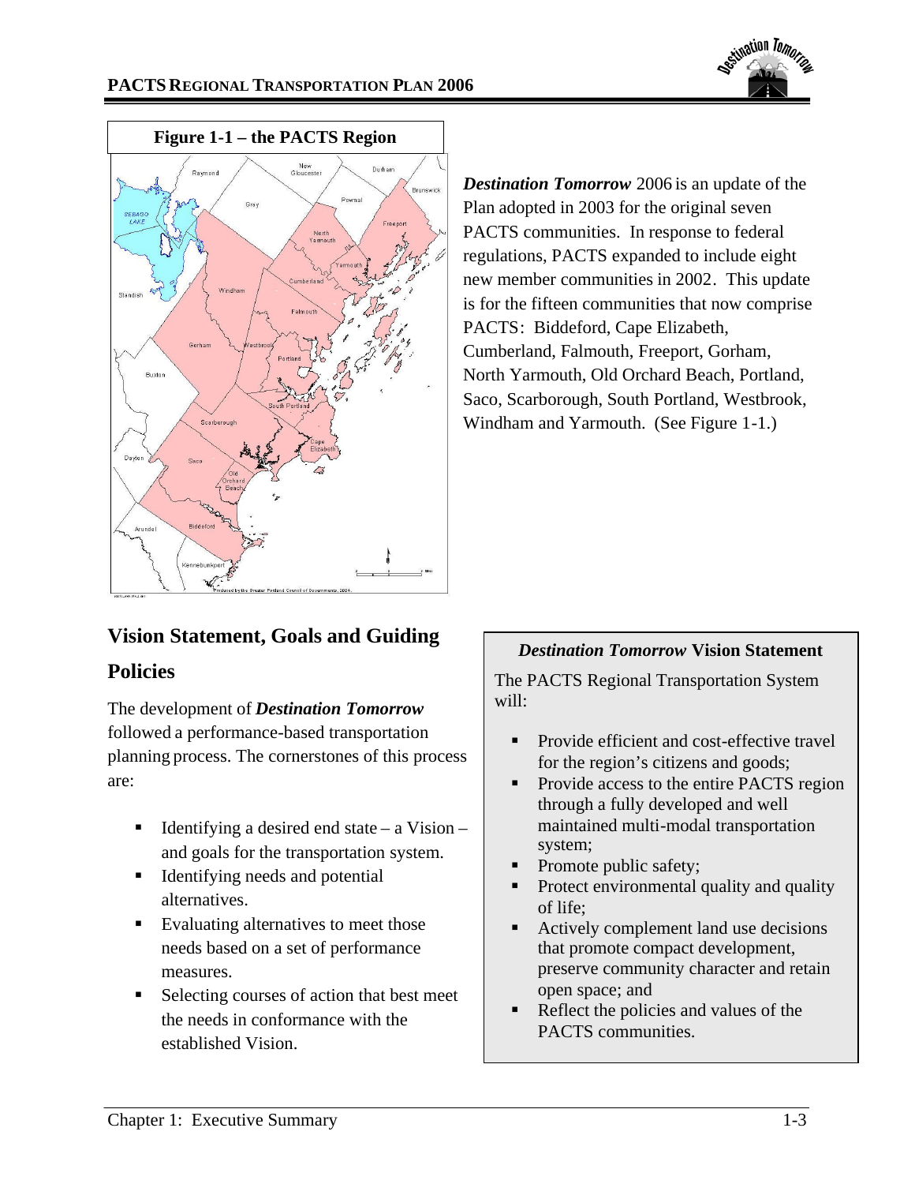**Figure 1-1 – the PACTS Region**

***Destination Tomorrow*** 2006 is an update of the Plan adopted in 2003 for the original seven PACTS communities. In response to federal regulations, PACTS expanded to include eight new member communities in 2002. This update is for the fifteen communities that now comprise PACTS: Biddeford, Cape Elizabeth, Cumberland, Falmouth, Freeport, Gorham, North Yarmouth, Old Orchard Beach, Portland, Saco, Scarborough, South Portland, Westbrook, Windham and Yarmouth. (See Figure 1-1.)

## Vision Statement, Goals and Guiding Policies

The development of ***Destination Tomorrow*** followed a performance-based transportation planning process. The cornerstones of this process are:

- Identifying a desired end state – a Vision – and goals for the transportation system.
- Identifying needs and potential alternatives.
- Evaluating alternatives to meet those needs based on a set of performance measures.
- Selecting courses of action that best meet the needs in conformance with the established Vision.

***Destination Tomorrow*** **Vision Statement**

The PACTS Regional Transportation System will:

- Provide efficient and cost-effective travel for the region's citizens and goods;
- Provide access to the entire PACTS region through a fully developed and well maintained multi-modal transportation system;
- Promote public safety;
- Protect environmental quality and quality of life;
- Actively complement land use decisions that promote compact development, preserve community character and retain open space; and
- Reflect the policies and values of the PACTS communities.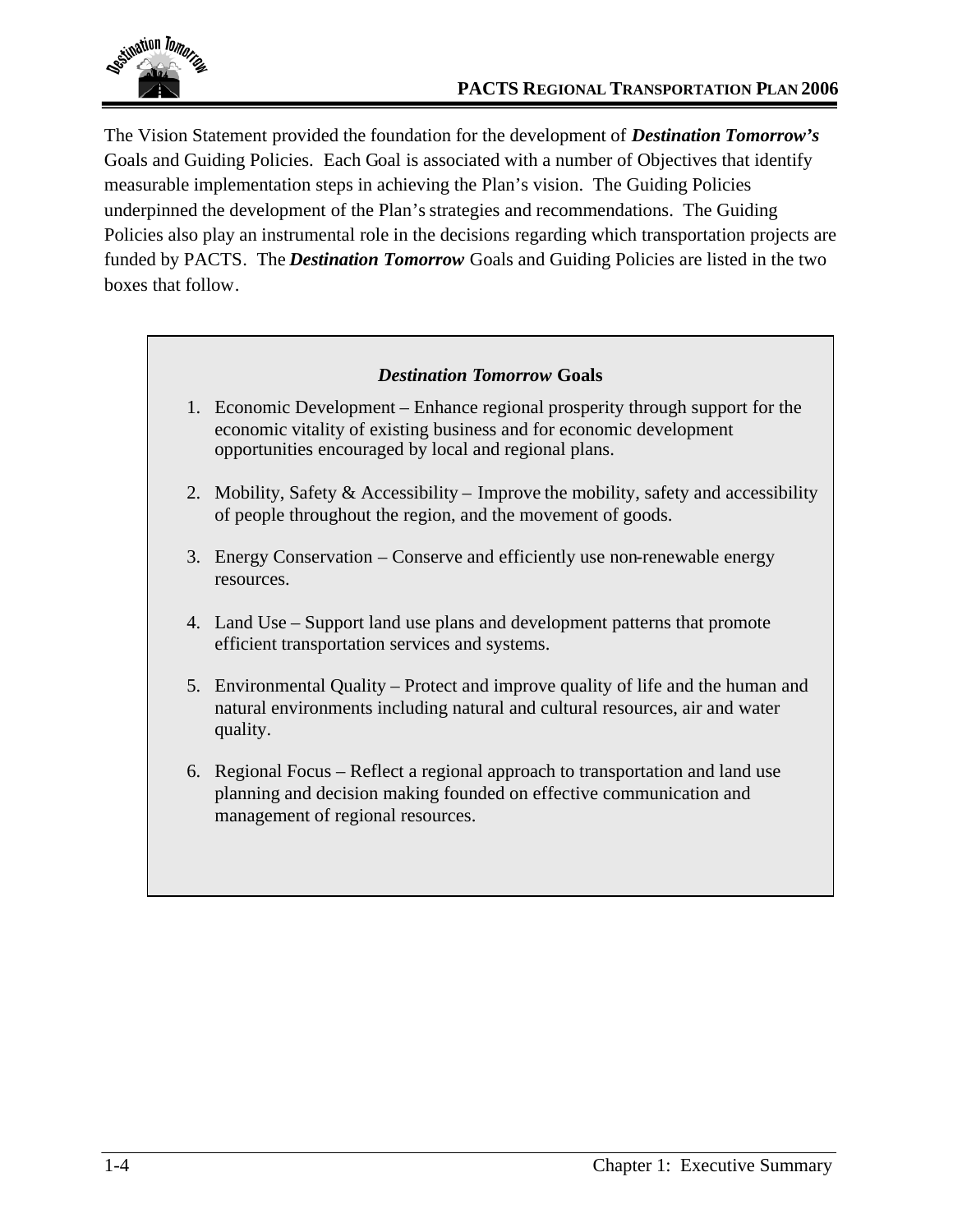The Vision Statement provided the foundation for the development of ***Destination Tomorrow's*** Goals and Guiding Policies. Each Goal is associated with a number of Objectives that identify measurable implementation steps in achieving the Plan's vision. The Guiding Policies underpinned the development of the Plan's strategies and recommendations. The Guiding Policies also play an instrumental role in the decisions regarding which transportation projects are funded by PACTS. The ***Destination Tomorrow*** Goals and Guiding Policies are listed in the two boxes that follow.

### ***Destination Tomorrow*** Goals

1. Economic Development – Enhance regional prosperity through support for the economic vitality of existing business and for economic development opportunities encouraged by local and regional plans.

2. Mobility, Safety & Accessibility – Improve the mobility, safety and accessibility of people throughout the region, and the movement of goods.

3. Energy Conservation – Conserve and efficiently use non-renewable energy resources.

4. Land Use – Support land use plans and development patterns that promote efficient transportation services and systems.

5. Environmental Quality – Protect and improve quality of life and the human and natural environments including natural and cultural resources, air and water quality.

6. Regional Focus – Reflect a regional approach to transportation and land use planning and decision making founded on effective communication and management of regional resources.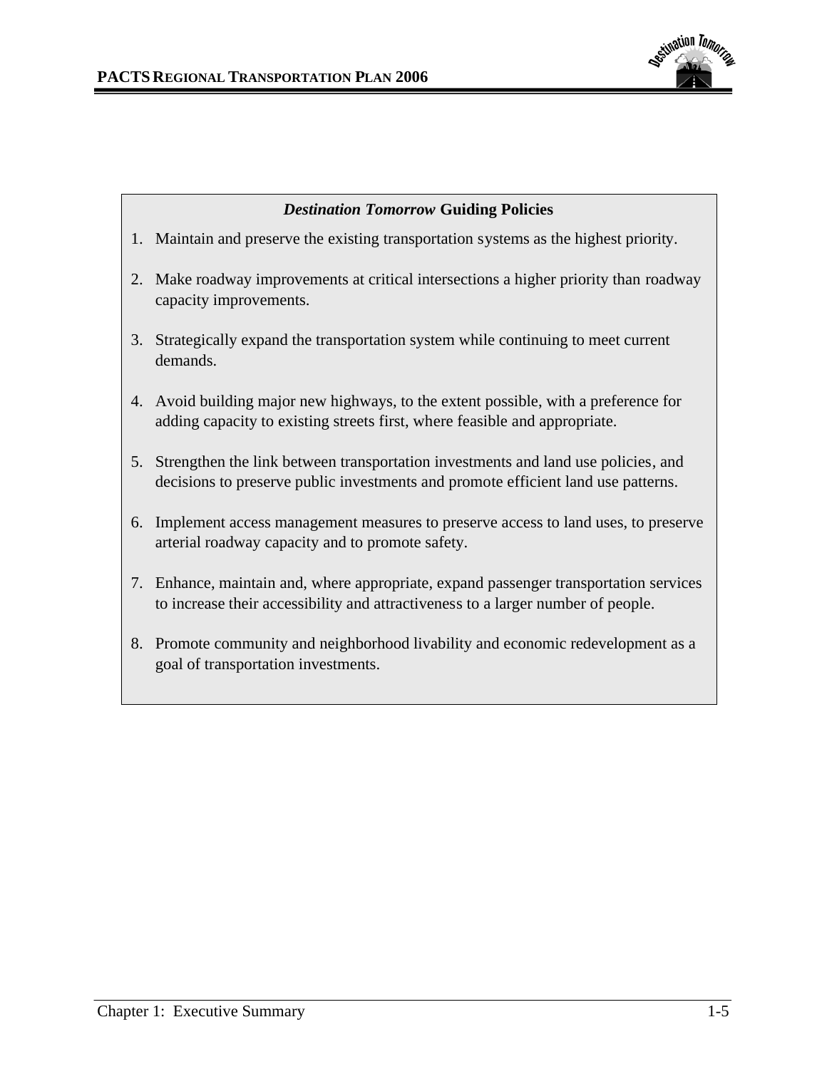### *Destination Tomorrow* Guiding Policies

1. Maintain and preserve the existing transportation systems as the highest priority.

2. Make roadway improvements at critical intersections a higher priority than roadway capacity improvements.

3. Strategically expand the transportation system while continuing to meet current demands.

4. Avoid building major new highways, to the extent possible, with a preference for adding capacity to existing streets first, where feasible and appropriate.

5. Strengthen the link between transportation investments and land use policies, and decisions to preserve public investments and promote efficient land use patterns.

6. Implement access management measures to preserve access to land uses, to preserve arterial roadway capacity and to promote safety.

7. Enhance, maintain and, where appropriate, expand passenger transportation services to increase their accessibility and attractiveness to a larger number of people.

8. Promote community and neighborhood livability and economic redevelopment as a goal of transportation investments.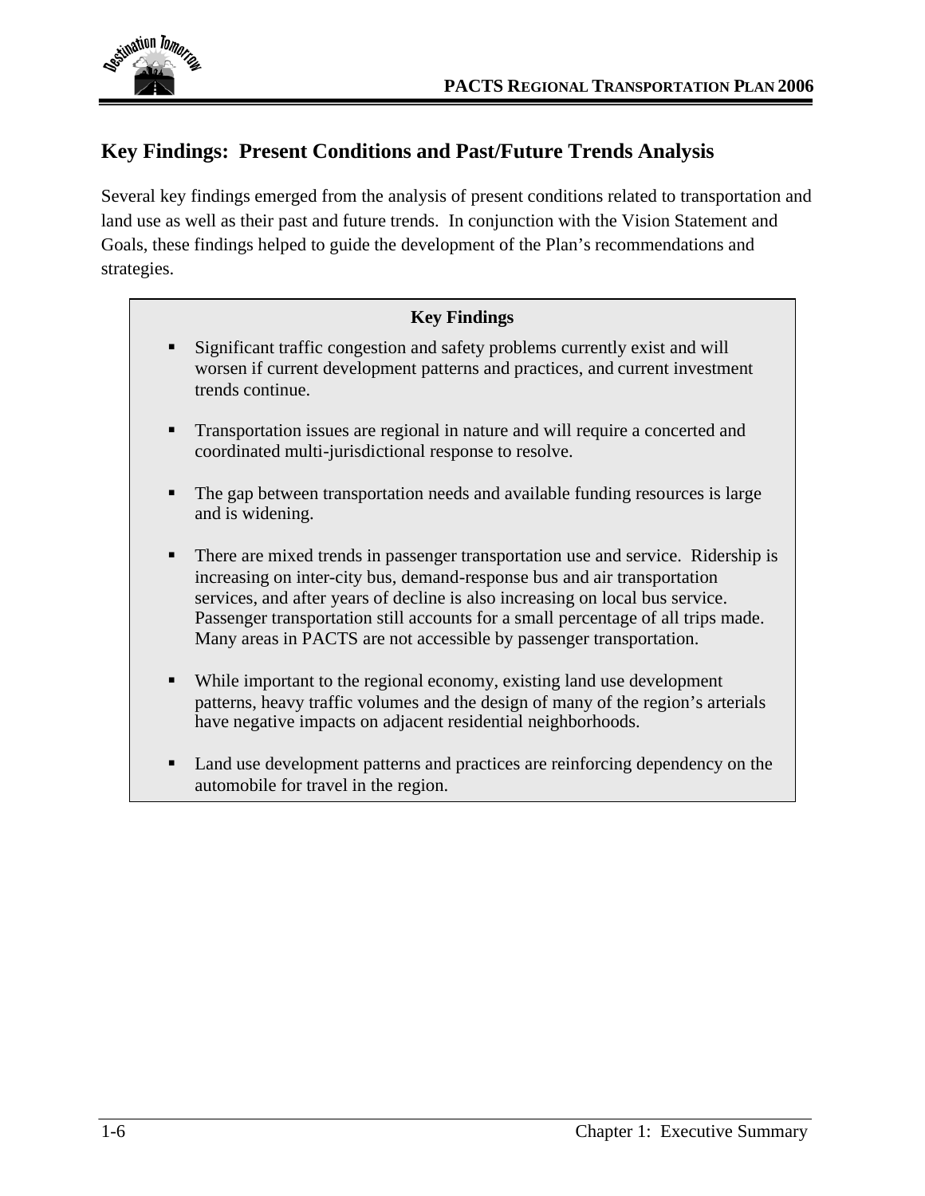## Key Findings: Present Conditions and Past/Future Trends Analysis

Several key findings emerged from the analysis of present conditions related to transportation and land use as well as their past and future trends. In conjunction with the Vision Statement and Goals, these findings helped to guide the development of the Plan's recommendations and strategies.

**Key Findings**

- Significant traffic congestion and safety problems currently exist and will worsen if current development patterns and practices, and current investment trends continue.

- Transportation issues are regional in nature and will require a concerted and coordinated multi-jurisdictional response to resolve.

- The gap between transportation needs and available funding resources is large and is widening.

- There are mixed trends in passenger transportation use and service. Ridership is increasing on inter-city bus, demand-response bus and air transportation services, and after years of decline is also increasing on local bus service. Passenger transportation still accounts for a small percentage of all trips made. Many areas in PACTS are not accessible by passenger transportation.

- While important to the regional economy, existing land use development patterns, heavy traffic volumes and the design of many of the region's arterials have negative impacts on adjacent residential neighborhoods.

- Land use development patterns and practices are reinforcing dependency on the automobile for travel in the region.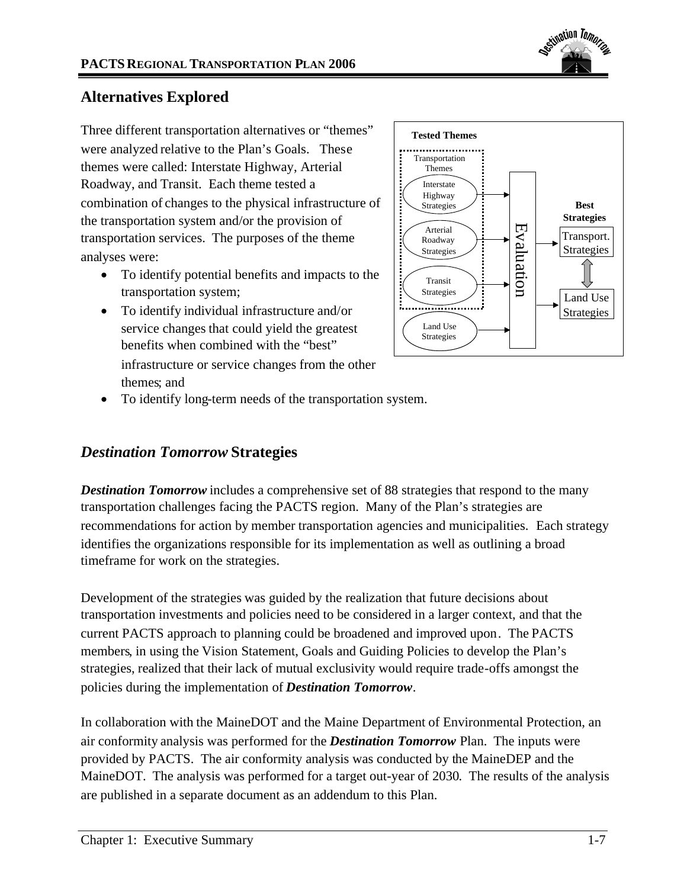## Alternatives Explored

Three different transportation alternatives or "themes" were analyzed relative to the Plan's Goals. These themes were called: Interstate Highway, Arterial Roadway, and Transit. Each theme tested a combination of changes to the physical infrastructure of the transportation system and/or the provision of transportation services. The purposes of the theme analyses were:

- To identify potential benefits and impacts to the transportation system;
- To identify individual infrastructure and/or service changes that could yield the greatest benefits when combined with the "best" infrastructure or service changes from the other themes; and
- To identify long-term needs of the transportation system.

Tested Themes

Transportation Themes

Interstate Highway Strategies

Arterial Roadway Strategies

Transit Strategies

Land Use Strategies

Evaluation

Best Strategies

Transport. Strategies

Land Use Strategies

## *Destination Tomorrow* Strategies

***Destination Tomorrow*** includes a comprehensive set of 88 strategies that respond to the many transportation challenges facing the PACTS region. Many of the Plan's strategies are recommendations for action by member transportation agencies and municipalities. Each strategy identifies the organizations responsible for its implementation as well as outlining a broad timeframe for work on the strategies.

Development of the strategies was guided by the realization that future decisions about transportation investments and policies need to be considered in a larger context, and that the current PACTS approach to planning could be broadened and improved upon. The PACTS members, in using the Vision Statement, Goals and Guiding Policies to develop the Plan's strategies, realized that their lack of mutual exclusivity would require trade-offs amongst the policies during the implementation of ***Destination Tomorrow***.

In collaboration with the MaineDOT and the Maine Department of Environmental Protection, an air conformity analysis was performed for the ***Destination Tomorrow*** Plan. The inputs were provided by PACTS. The air conformity analysis was conducted by the MaineDEP and the MaineDOT. The analysis was performed for a target out-year of 2030. The results of the analysis are published in a separate document as an addendum to this Plan.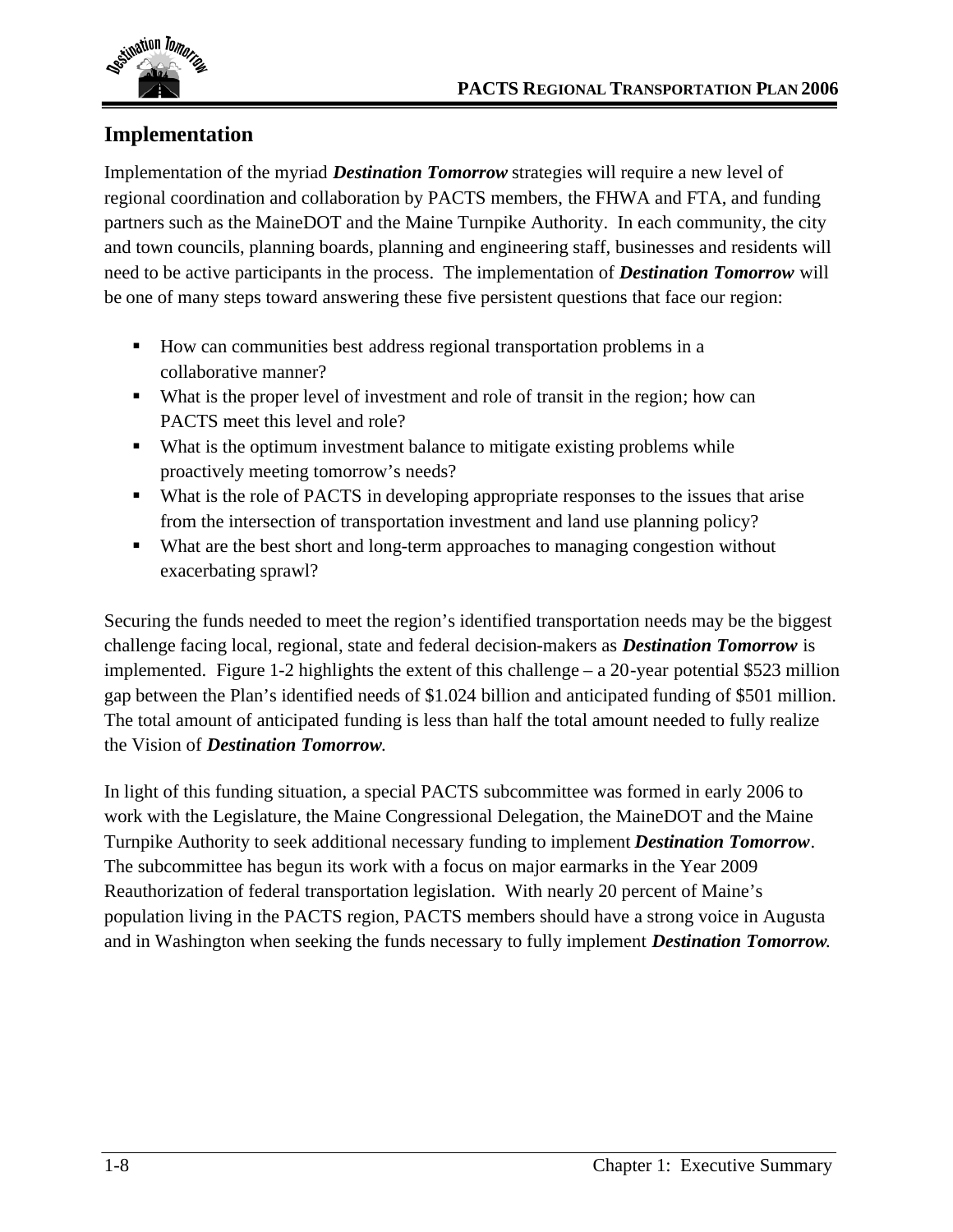## Implementation

Implementation of the myriad ***Destination Tomorrow*** strategies will require a new level of regional coordination and collaboration by PACTS members, the FHWA and FTA, and funding partners such as the MaineDOT and the Maine Turnpike Authority. In each community, the city and town councils, planning boards, planning and engineering staff, businesses and residents will need to be active participants in the process. The implementation of ***Destination Tomorrow*** will be one of many steps toward answering these five persistent questions that face our region:

- How can communities best address regional transportation problems in a collaborative manner?
- What is the proper level of investment and role of transit in the region; how can PACTS meet this level and role?
- What is the optimum investment balance to mitigate existing problems while proactively meeting tomorrow's needs?
- What is the role of PACTS in developing appropriate responses to the issues that arise from the intersection of transportation investment and land use planning policy?
- What are the best short and long-term approaches to managing congestion without exacerbating sprawl?

Securing the funds needed to meet the region's identified transportation needs may be the biggest challenge facing local, regional, state and federal decision-makers as ***Destination Tomorrow*** is implemented. Figure 1-2 highlights the extent of this challenge – a 20-year potential $523 million gap between the Plan's identified needs of $1.024 billion and anticipated funding of $501 million. The total amount of anticipated funding is less than half the total amount needed to fully realize the Vision of ***Destination Tomorrow***.

In light of this funding situation, a special PACTS subcommittee was formed in early 2006 to work with the Legislature, the Maine Congressional Delegation, the MaineDOT and the Maine Turnpike Authority to seek additional necessary funding to implement ***Destination Tomorrow***. The subcommittee has begun its work with a focus on major earmarks in the Year 2009 Reauthorization of federal transportation legislation. With nearly 20 percent of Maine's population living in the PACTS region, PACTS members should have a strong voice in Augusta and in Washington when seeking the funds necessary to fully implement ***Destination Tomorrow***.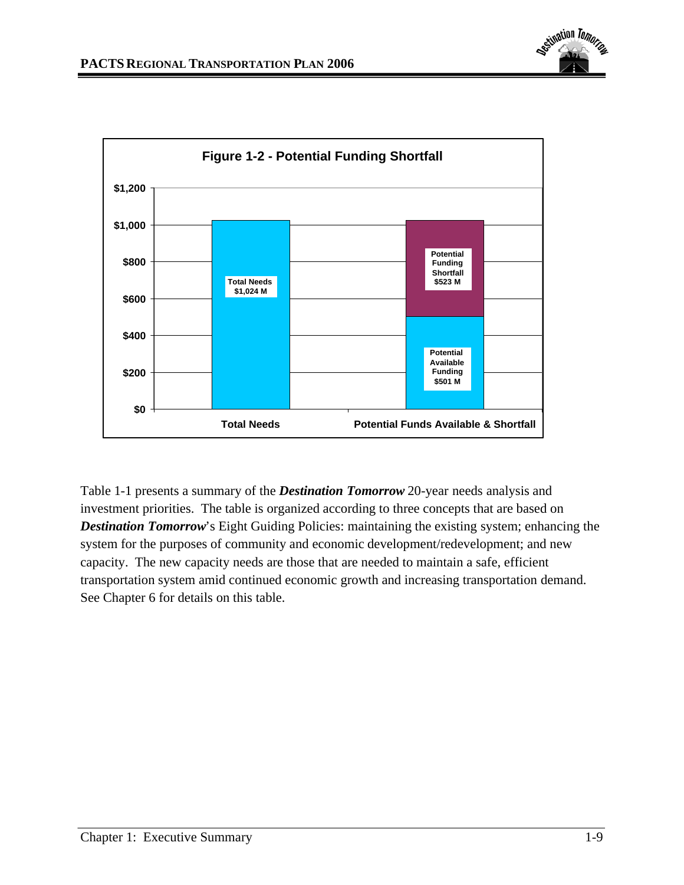**Figure 1-2 - Potential Funding Shortfall**

$1,200
$1,000
$800
$600
$400
$200
$0

Total Needs
$1,024 M

Potential
Funding
Shortfall
$523 M

Potential
Available
Funding
$501 M

Total Needs

Potential Funds Available & Shortfall

Table 1-1 presents a summary of the ***Destination Tomorrow*** 20-year needs analysis and investment priorities. The table is organized according to three concepts that are based on ***Destination Tomorrow***'s Eight Guiding Policies: maintaining the existing system; enhancing the system for the purposes of community and economic development/redevelopment; and new capacity. The new capacity needs are those that are needed to maintain a safe, efficient transportation system amid continued economic growth and increasing transportation demand. See Chapter 6 for details on this table.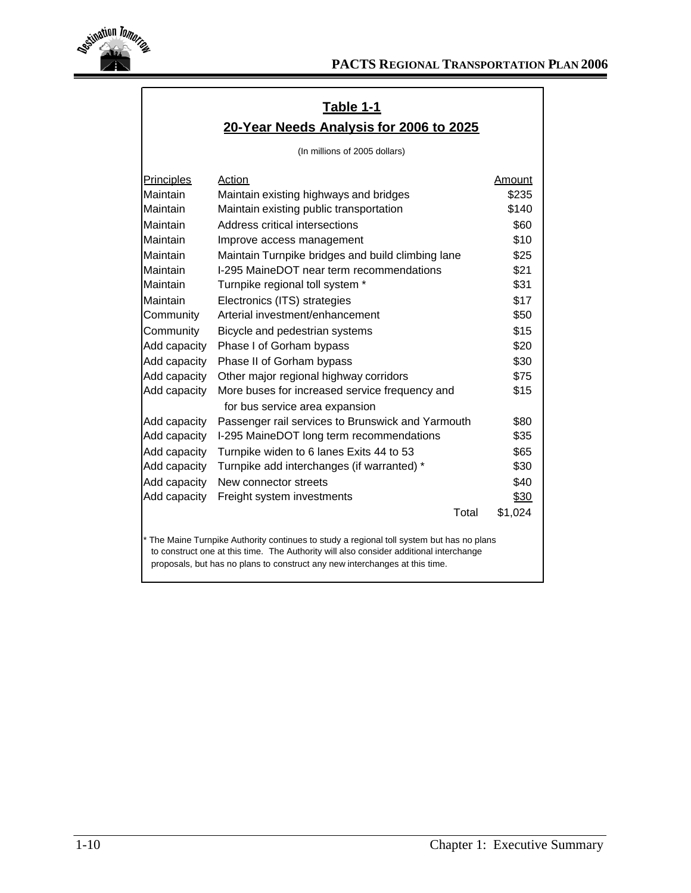## Table 1-1

## 20-Year Needs Analysis for 2006 to 2025

(In millions of 2005 dollars)

| Principles | Action | Amount |
|---|---|---|
| Maintain | Maintain existing highways and bridges | $235 |
| Maintain | Maintain existing public transportation | $140 |
| Maintain | Address critical intersections | $60 |
| Maintain | Improve access management | $10 |
| Maintain | Maintain Turnpike bridges and build climbing lane | $25 |
| Maintain | I-295 MaineDOT near term recommendations | $21 |
| Maintain | Turnpike regional toll system * | $31 |
| Maintain | Electronics (ITS) strategies | $17 |
| Community | Arterial investment/enhancement | $50 |
| Community | Bicycle and pedestrian systems | $15 |
| Add capacity | Phase I of Gorham bypass | $20 |
| Add capacity | Phase II of Gorham bypass | $30 |
| Add capacity | Other major regional highway corridors | $75 |
| Add capacity | More buses for increased service frequency and for bus service area expansion | $15 |
| Add capacity | Passenger rail services to Brunswick and Yarmouth | $80 |
| Add capacity | I-295 MaineDOT long term recommendations | $35 |
| Add capacity | Turnpike widen to 6 lanes Exits 44 to 53 | $65 |
| Add capacity | Turnpike add interchanges (if warranted) * | $30 |
| Add capacity | New connector streets | $40 |
| Add capacity | Freight system investments | $30 |
| | Total | $1,024 |

* The Maine Turnpike Authority continues to study a regional toll system but has no plans to construct one at this time. The Authority will also consider additional interchange proposals, but has no plans to construct any new interchanges at this time.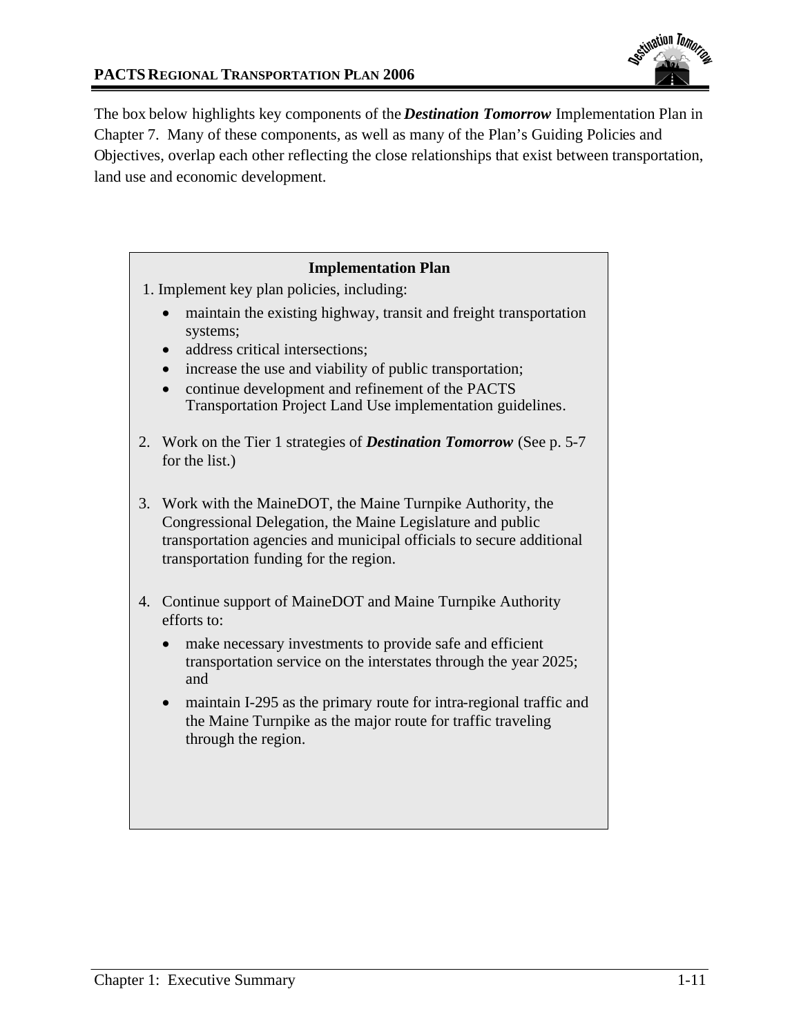The box below highlights key components of the ***Destination Tomorrow*** Implementation Plan in Chapter 7. Many of these components, as well as many of the Plan's Guiding Policies and Objectives, overlap each other reflecting the close relationships that exist between transportation, land use and economic development.

**Implementation Plan**

1. Implement key plan policies, including:
   - maintain the existing highway, transit and freight transportation systems;
   - address critical intersections;
   - increase the use and viability of public transportation;
   - continue development and refinement of the PACTS Transportation Project Land Use implementation guidelines.

2. Work on the Tier 1 strategies of ***Destination Tomorrow*** (See p. 5-7 for the list.)

3. Work with the MaineDOT, the Maine Turnpike Authority, the Congressional Delegation, the Maine Legislature and public transportation agencies and municipal officials to secure additional transportation funding for the region.

4. Continue support of MaineDOT and Maine Turnpike Authority efforts to:
   - make necessary investments to provide safe and efficient transportation service on the interstates through the year 2025; and
   - maintain I-295 as the primary route for intra-regional traffic and the Maine Turnpike as the major route for traffic traveling through the region.